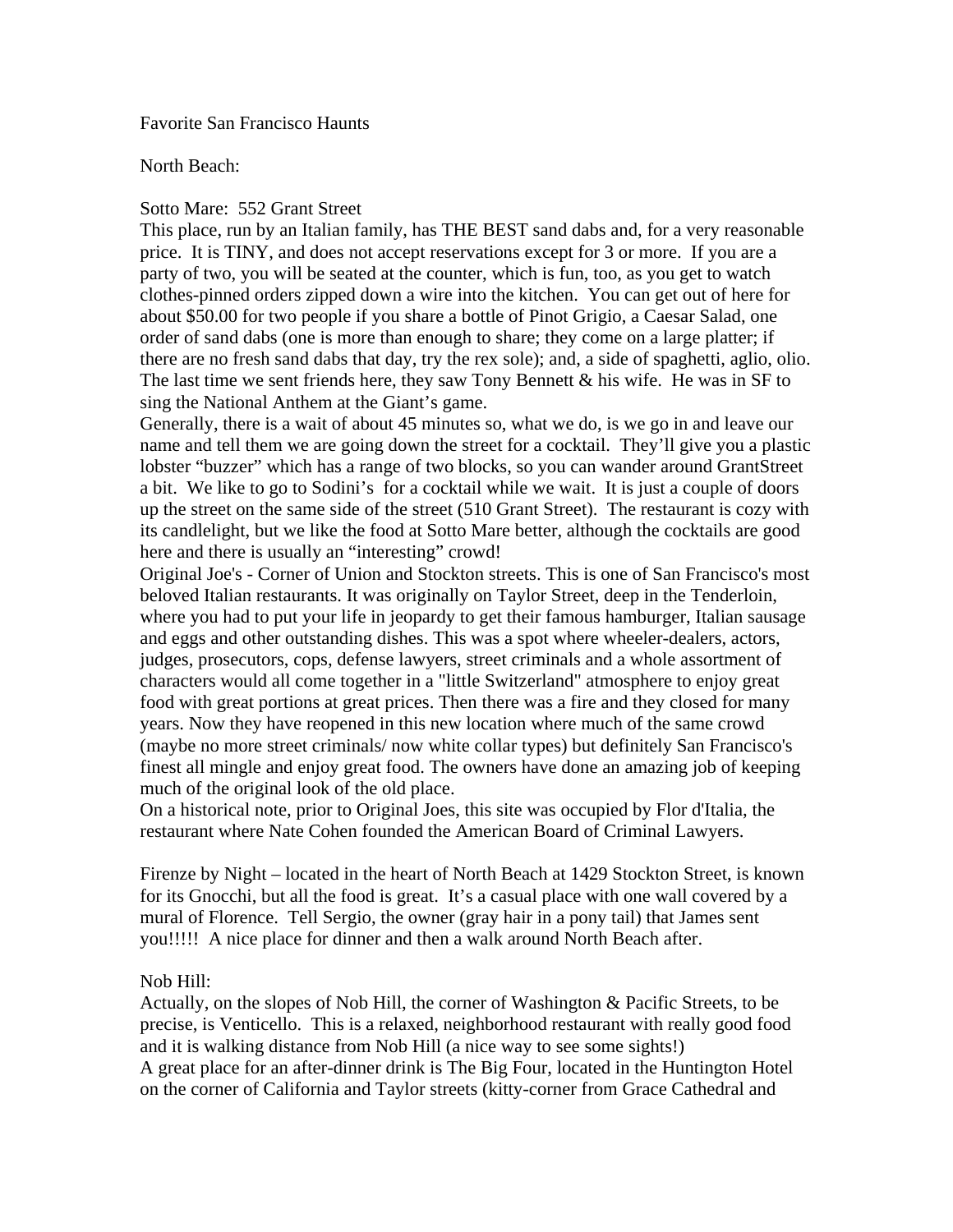Favorite San Francisco Haunts

North Beach:

Sotto Mare:  552 Grant Street
This place, run by an Italian family, has THE BEST sand dabs and, for a very reasonable price.  It is TINY, and does not accept reservations except for 3 or more.  If you are a party of two, you will be seated at the counter, which is fun, too, as you get to watch clothes-pinned orders zipped down a wire into the kitchen.  You can get out of here for about $50.00 for two people if you share a bottle of Pinot Grigio, a Caesar Salad, one order of sand dabs (one is more than enough to share; they come on a large platter; if there are no fresh sand dabs that day, try the rex sole); and, a side of spaghetti, aglio, olio.  The last time we sent friends here, they saw Tony Bennett & his wife.  He was in SF to sing the National Anthem at the Giant's game.
Generally, there is a wait of about 45 minutes so, what we do, is we go in and leave our name and tell them we are going down the street for a cocktail.  They'll give you a plastic lobster "buzzer" which has a range of two blocks, so you can wander around GrantStreet a bit.  We like to go to Sodini's  for a cocktail while we wait.  It is just a couple of doors up the street on the same side of the street (510 Grant Street).  The restaurant is cozy with its candlelight, but we like the food at Sotto Mare better, although the cocktails are good here and there is usually an "interesting" crowd!
Original Joe's - Corner of Union and Stockton streets. This is one of San Francisco's most beloved Italian restaurants. It was originally on Taylor Street, deep in the Tenderloin, where you had to put your life in jeopardy to get their famous hamburger, Italian sausage and eggs and other outstanding dishes. This was a spot where wheeler-dealers, actors, judges, prosecutors, cops, defense lawyers, street criminals and a whole assortment of characters would all come together in a "little Switzerland" atmosphere to enjoy great food with great portions at great prices. Then there was a fire and they closed for many years. Now they have reopened in this new location where much of the same crowd (maybe no more street criminals/ now white collar types) but definitely San Francisco's finest all mingle and enjoy great food. The owners have done an amazing job of keeping much of the original look of the old place.
On a historical note, prior to Original Joes, this site was occupied by Flor d'Italia, the restaurant where Nate Cohen founded the American Board of Criminal Lawyers.

Firenze by Night – located in the heart of North Beach at 1429 Stockton Street, is known for its Gnocchi, but all the food is great.  It's a casual place with one wall covered by a mural of Florence.  Tell Sergio, the owner (gray hair in a pony tail) that James sent you!!!!!  A nice place for dinner and then a walk around North Beach after.

Nob Hill:
Actually, on the slopes of Nob Hill, the corner of Washington & Pacific Streets, to be precise, is Venticello.  This is a relaxed, neighborhood restaurant with really good food and it is walking distance from Nob Hill (a nice way to see some sights!)
A great place for an after-dinner drink is The Big Four, located in the Huntington Hotel on the corner of California and Taylor streets (kitty-corner from Grace Cathedral and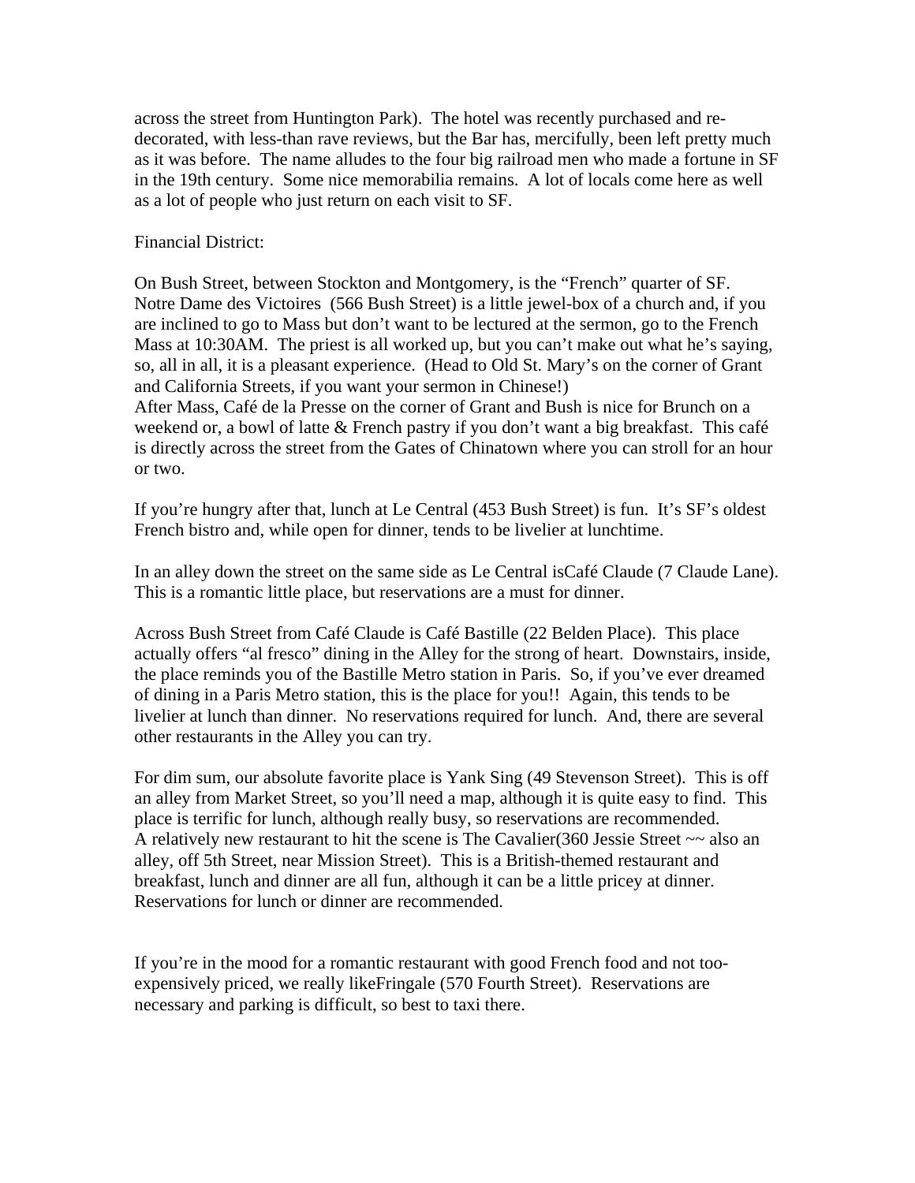across the street from Huntington Park). The hotel was recently purchased and re-decorated, with less-than rave reviews, but the Bar has, mercifully, been left pretty much as it was before. The name alludes to the four big railroad men who made a fortune in SF in the 19th century. Some nice memorabilia remains. A lot of locals come here as well as a lot of people who just return on each visit to SF.

Financial District:

On Bush Street, between Stockton and Montgomery, is the "French" quarter of SF. Notre Dame des Victoires (566 Bush Street) is a little jewel-box of a church and, if you are inclined to go to Mass but don't want to be lectured at the sermon, go to the French Mass at 10:30AM. The priest is all worked up, but you can't make out what he's saying, so, all in all, it is a pleasant experience. (Head to Old St. Mary's on the corner of Grant and California Streets, if you want your sermon in Chinese!)
After Mass, Café de la Presse on the corner of Grant and Bush is nice for Brunch on a weekend or, a bowl of latte & French pastry if you don't want a big breakfast. This café is directly across the street from the Gates of Chinatown where you can stroll for an hour or two.

If you're hungry after that, lunch at Le Central (453 Bush Street) is fun. It's SF's oldest French bistro and, while open for dinner, tends to be livelier at lunchtime.

In an alley down the street on the same side as Le Central isCafé Claude (7 Claude Lane). This is a romantic little place, but reservations are a must for dinner.

Across Bush Street from Café Claude is Café Bastille (22 Belden Place). This place actually offers "al fresco" dining in the Alley for the strong of heart. Downstairs, inside, the place reminds you of the Bastille Metro station in Paris. So, if you've ever dreamed of dining in a Paris Metro station, this is the place for you!! Again, this tends to be livelier at lunch than dinner. No reservations required for lunch. And, there are several other restaurants in the Alley you can try.

For dim sum, our absolute favorite place is Yank Sing (49 Stevenson Street). This is off an alley from Market Street, so you'll need a map, although it is quite easy to find. This place is terrific for lunch, although really busy, so reservations are recommended.
A relatively new restaurant to hit the scene is The Cavalier(360 Jessie Street ~~ also an alley, off 5th Street, near Mission Street). This is a British-themed restaurant and breakfast, lunch and dinner are all fun, although it can be a little pricey at dinner. Reservations for lunch or dinner are recommended.

If you're in the mood for a romantic restaurant with good French food and not too-expensively priced, we really likeFringale (570 Fourth Street). Reservations are necessary and parking is difficult, so best to taxi there.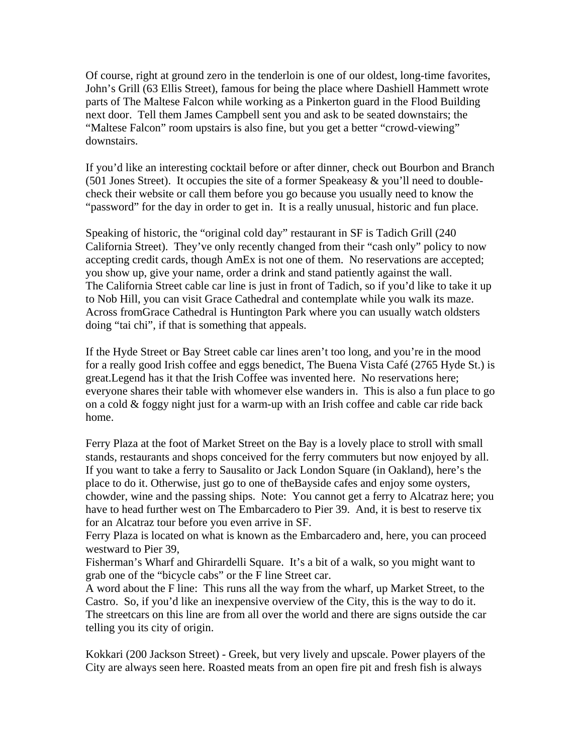Of course, right at ground zero in the tenderloin is one of our oldest, long-time favorites, John's Grill (63 Ellis Street), famous for being the place where Dashiell Hammett wrote parts of The Maltese Falcon while working as a Pinkerton guard in the Flood Building next door. Tell them James Campbell sent you and ask to be seated downstairs; the "Maltese Falcon" room upstairs is also fine, but you get a better "crowd-viewing" downstairs.

If you'd like an interesting cocktail before or after dinner, check out Bourbon and Branch (501 Jones Street). It occupies the site of a former Speakeasy & you'll need to double-check their website or call them before you go because you usually need to know the "password" for the day in order to get in. It is a really unusual, historic and fun place.

Speaking of historic, the "original cold day" restaurant in SF is Tadich Grill (240 California Street). They've only recently changed from their "cash only" policy to now accepting credit cards, though AmEx is not one of them. No reservations are accepted; you show up, give your name, order a drink and stand patiently against the wall.
The California Street cable car line is just in front of Tadich, so if you'd like to take it up to Nob Hill, you can visit Grace Cathedral and contemplate while you walk its maze. Across fromGrace Cathedral is Huntington Park where you can usually watch oldsters doing "tai chi", if that is something that appeals.

If the Hyde Street or Bay Street cable car lines aren't too long, and you're in the mood for a really good Irish coffee and eggs benedict, The Buena Vista Café (2765 Hyde St.) is great.Legend has it that the Irish Coffee was invented here. No reservations here; everyone shares their table with whomever else wanders in. This is also a fun place to go on a cold & foggy night just for a warm-up with an Irish coffee and cable car ride back home.

Ferry Plaza at the foot of Market Street on the Bay is a lovely place to stroll with small stands, restaurants and shops conceived for the ferry commuters but now enjoyed by all. If you want to take a ferry to Sausalito or Jack London Square (in Oakland), here's the place to do it. Otherwise, just go to one of theBayside cafes and enjoy some oysters, chowder, wine and the passing ships. Note: You cannot get a ferry to Alcatraz here; you have to head further west on The Embarcadero to Pier 39. And, it is best to reserve tix for an Alcatraz tour before you even arrive in SF.
Ferry Plaza is located on what is known as the Embarcadero and, here, you can proceed westward to Pier 39,
Fisherman's Wharf and Ghirardelli Square. It's a bit of a walk, so you might want to grab one of the "bicycle cabs" or the F line Street car.
A word about the F line: This runs all the way from the wharf, up Market Street, to the Castro. So, if you'd like an inexpensive overview of the City, this is the way to do it. The streetcars on this line are from all over the world and there are signs outside the car telling you its city of origin.

Kokkari (200 Jackson Street) - Greek, but very lively and upscale. Power players of the City are always seen here. Roasted meats from an open fire pit and fresh fish is always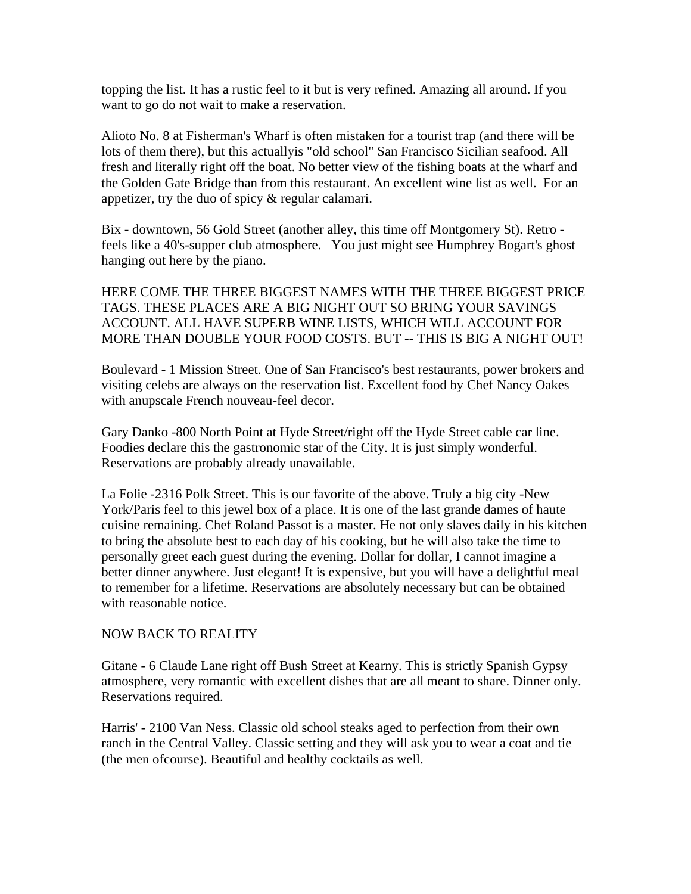topping the list. It has a rustic feel to it but is very refined. Amazing all around. If you want to go do not wait to make a reservation.

Alioto No. 8 at Fisherman's Wharf is often mistaken for a tourist trap (and there will be lots of them there), but this actuallyis "old school" San Francisco Sicilian seafood. All fresh and literally right off the boat. No better view of the fishing boats at the wharf and the Golden Gate Bridge than from this restaurant. An excellent wine list as well. For an appetizer, try the duo of spicy & regular calamari.

Bix - downtown, 56 Gold Street (another alley, this time off Montgomery St). Retro - feels like a 40's-supper club atmosphere. You just might see Humphrey Bogart's ghost hanging out here by the piano.

HERE COME THE THREE BIGGEST NAMES WITH THE THREE BIGGEST PRICE TAGS. THESE PLACES ARE A BIG NIGHT OUT SO BRING YOUR SAVINGS ACCOUNT. ALL HAVE SUPERB WINE LISTS, WHICH WILL ACCOUNT FOR MORE THAN DOUBLE YOUR FOOD COSTS. BUT -- THIS IS BIG A NIGHT OUT!

Boulevard - 1 Mission Street. One of San Francisco's best restaurants, power brokers and visiting celebs are always on the reservation list. Excellent food by Chef Nancy Oakes with anupscale French nouveau-feel decor.

Gary Danko -800 North Point at Hyde Street/right off the Hyde Street cable car line. Foodies declare this the gastronomic star of the City. It is just simply wonderful. Reservations are probably already unavailable.

La Folie -2316 Polk Street. This is our favorite of the above. Truly a big city -New York/Paris feel to this jewel box of a place. It is one of the last grande dames of haute cuisine remaining. Chef Roland Passot is a master. He not only slaves daily in his kitchen to bring the absolute best to each day of his cooking, but he will also take the time to personally greet each guest during the evening. Dollar for dollar, I cannot imagine a better dinner anywhere. Just elegant! It is expensive, but you will have a delightful meal to remember for a lifetime. Reservations are absolutely necessary but can be obtained with reasonable notice.

NOW BACK TO REALITY

Gitane - 6 Claude Lane right off Bush Street at Kearny. This is strictly Spanish Gypsy atmosphere, very romantic with excellent dishes that are all meant to share. Dinner only. Reservations required.

Harris' - 2100 Van Ness. Classic old school steaks aged to perfection from their own ranch in the Central Valley. Classic setting and they will ask you to wear a coat and tie (the men ofcourse). Beautiful and healthy cocktails as well.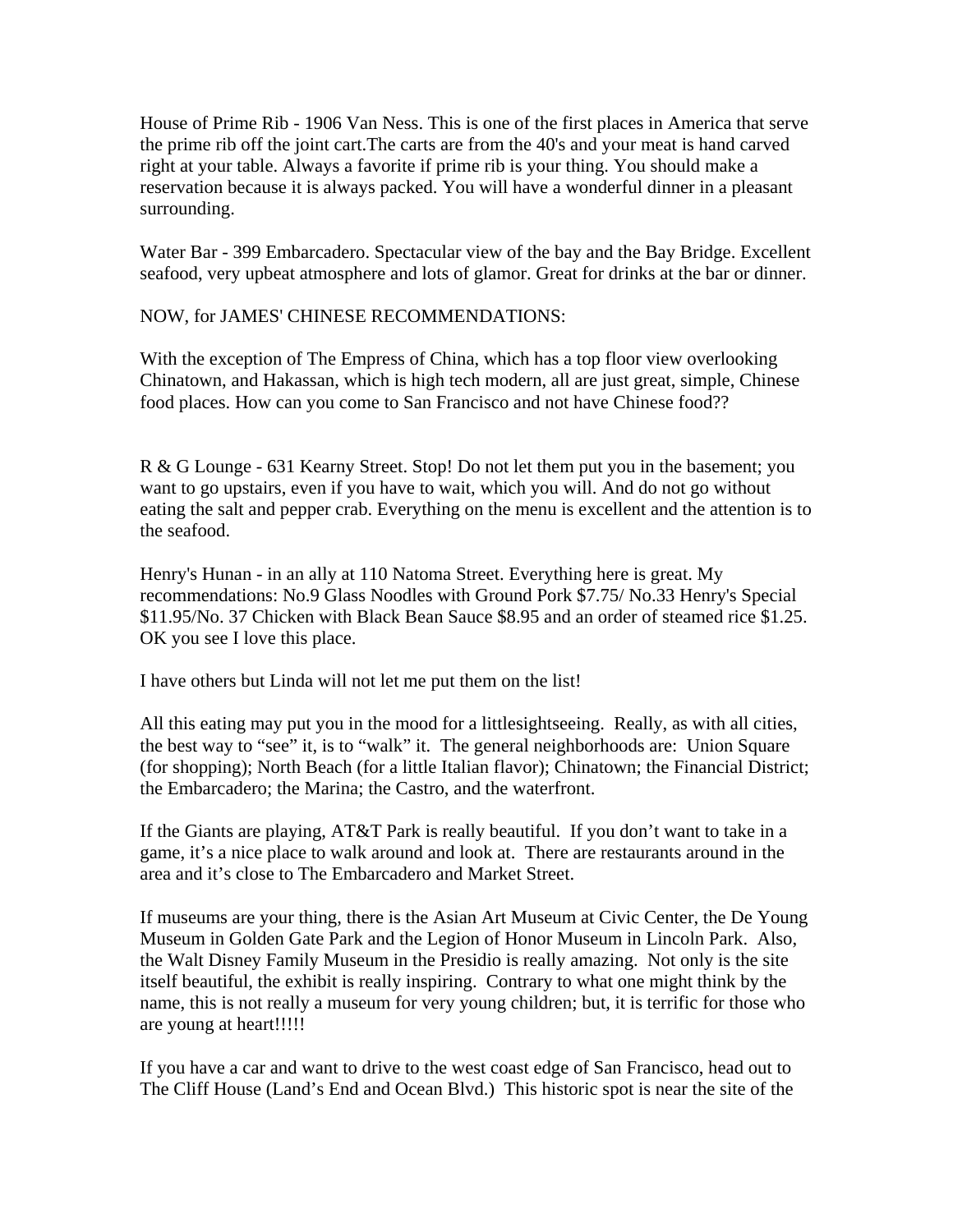House of Prime Rib - 1906 Van Ness. This is one of the first places in America that serve the prime rib off the joint cart.The carts are from the 40's and your meat is hand carved right at your table. Always a favorite if prime rib is your thing. You should make a reservation because it is always packed. You will have a wonderful dinner in a pleasant surrounding.

Water Bar - 399 Embarcadero. Spectacular view of the bay and the Bay Bridge. Excellent seafood, very upbeat atmosphere and lots of glamor. Great for drinks at the bar or dinner.

NOW, for JAMES' CHINESE RECOMMENDATIONS:

With the exception of The Empress of China, which has a top floor view overlooking Chinatown, and Hakassan, which is high tech modern, all are just great, simple, Chinese food places. How can you come to San Francisco and not have Chinese food??

R & G Lounge - 631 Kearny Street. Stop! Do not let them put you in the basement; you want to go upstairs, even if you have to wait, which you will. And do not go without eating the salt and pepper crab. Everything on the menu is excellent and the attention is to the seafood.

Henry's Hunan - in an ally at 110 Natoma Street. Everything here is great. My recommendations: No.9 Glass Noodles with Ground Pork $7.75/ No.33 Henry's Special $11.95/No. 37 Chicken with Black Bean Sauce $8.95 and an order of steamed rice $1.25. OK you see I love this place.

I have others but Linda will not let me put them on the list!

All this eating may put you in the mood for a littlesightseeing. Really, as with all cities, the best way to "see" it, is to "walk" it. The general neighborhoods are: Union Square (for shopping); North Beach (for a little Italian flavor); Chinatown; the Financial District; the Embarcadero; the Marina; the Castro, and the waterfront.

If the Giants are playing, AT&T Park is really beautiful. If you don't want to take in a game, it's a nice place to walk around and look at. There are restaurants around in the area and it's close to The Embarcadero and Market Street.

If museums are your thing, there is the Asian Art Museum at Civic Center, the De Young Museum in Golden Gate Park and the Legion of Honor Museum in Lincoln Park. Also, the Walt Disney Family Museum in the Presidio is really amazing. Not only is the site itself beautiful, the exhibit is really inspiring. Contrary to what one might think by the name, this is not really a museum for very young children; but, it is terrific for those who are young at heart!!!!!

If you have a car and want to drive to the west coast edge of San Francisco, head out to The Cliff House (Land's End and Ocean Blvd.) This historic spot is near the site of the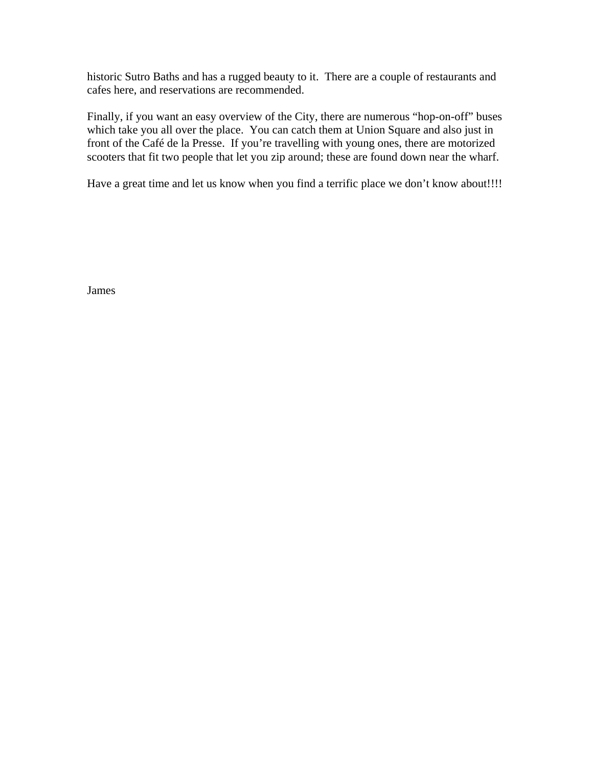historic Sutro Baths and has a rugged beauty to it.  There are a couple of restaurants and cafes here, and reservations are recommended.

Finally, if you want an easy overview of the City, there are numerous "hop-on-off" buses which take you all over the place.  You can catch them at Union Square and also just in front of the Café de la Presse.  If you're travelling with young ones, there are motorized scooters that fit two people that let you zip around; these are found down near the wharf.

Have a great time and let us know when you find a terrific place we don't know about!!!!

James